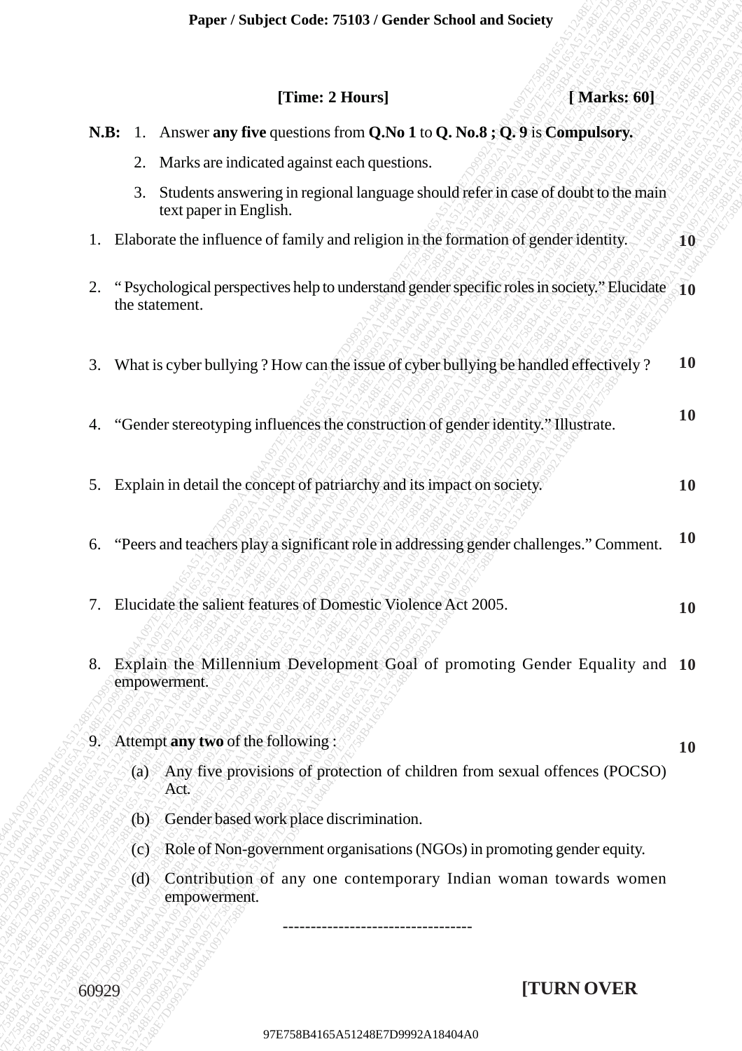**Paper / Subject Code: 75103 / Gender School and Society**

**[Time: 2 Hours]** **[ Marks: 60]**

**N.B:** 1. Answer **any five** questions from **Q.No 1** to **Q. No.8 ; Q. 9** is **Compulsory.**

2. Marks are indicated against each questions.

3. Students answering in regional language should refer in case of doubt to the main text paper in English.

1. Elaborate the influence of family and religion in the formation of gender identity. **10**

2. " Psychological perspectives help to understand gender specific roles in society." Elucidate the statement. **10**

3. What is cyber bullying ? How can the issue of cyber bullying be handled effectively ? **10**

4. "Gender stereotyping influences the construction of gender identity." Illustrate. **10**

5. Explain in detail the concept of patriarchy and its impact on society. **10**

6. "Peers and teachers play a significant role in addressing gender challenges." Comment. **10**

7. Elucidate the salient features of Domestic Violence Act 2005. **10**

8. Explain the Millennium Development Goal of promoting Gender Equality and empowerment. **10**

9. Attempt **any two** of the following : **10**

   (a) Any five provisions of protection of children from sexual offences (POCSO) Act.

   (b) Gender based work place discrimination.

   (c) Role of Non-government organisations (NGOs) in promoting gender equity.

   (d) Contribution of any one contemporary Indian woman towards women empowerment.

---------------------------------

60929 **[TURN OVER**

97E758B4165A51248E7D9992A18404A0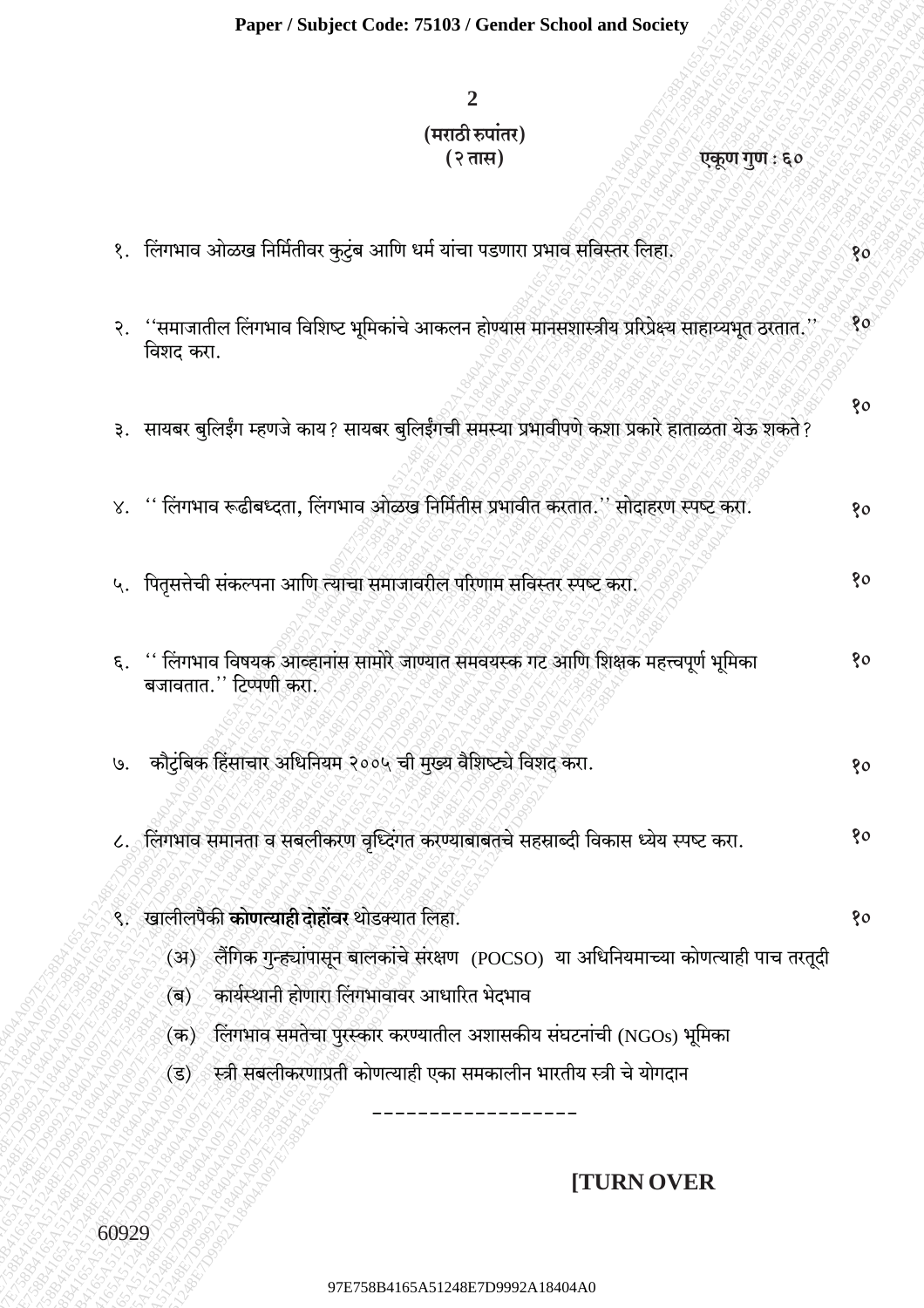(मराठी रुपांतर)

(२ तास) एकूण गुण : ६०

१. लिंगभाव ओळख निर्मितीवर कुटुंब आणि धर्म यांचा पडणारा प्रभाव सविस्तर लिहा. १०

२. ''समाजातील लिंगभाव विशिष्ट भूमिकांचे आकलन होण्यास मानसशास्त्रीय प्रिप्रेक्ष्य साहाय्यभूत ठरतात.'' विशद करा. १०

३. सायबर बुलिईंग म्हणजे काय? सायबर बुलिईंगची समस्या प्रभावीपणे कशा प्रकारे हाताळता येऊ शकते? १०

४. '' लिंगभाव रूढीबध्दता, लिंगभाव ओळख निर्मितीस प्रभावीत करतात.'' सोदाहरण स्पष्ट करा. १०

५. पितृसत्तेची संकल्पना आणि त्याचा समाजावरील परिणाम सविस्तर स्पष्ट करा. १०

६. '' लिंगभाव विषयक आव्हानांस सामोरे जाण्यात समवयस्क गट आणि शिक्षक महत्त्वपूर्ण भूमिका बजावतात.'' टिप्पणी करा. १०

७. कौटुंबिक हिंसाचार अधिनियम २००५ ची मुख्य वैशिष्ट्ये विशद करा. १०

८. लिंगभाव समानता व सबलीकरण वृध्दिंगत करण्याबाबतचे सहस्राब्दी विकास ध्येय स्पष्ट करा. १०

९. खालीलपैकी **कोणत्याही दोहोंवर** थोडक्यात लिहा. १०

(अ) लैंगिक गुन्ह्यांपासून बालकांचे संरक्षण (POCSO) या अधिनियमाच्या कोणत्याही पाच तरतूदी

(ब) कार्यस्थानी होणारा लिंगभावावर आधारित भेदभाव

(क) लिंगभाव समतेचा पुरस्कार करण्यातील अशासकीय संघटनांची (NGOs) भूमिका

(ड) स्त्री सबलीकरणाप्रती कोणत्याही एका समकालीन भारतीय स्त्री चे योगदान

\_\_\_\_\_\_\_\_\_\_\_\_\_\_\_\_\_\_\_

[TURN OVER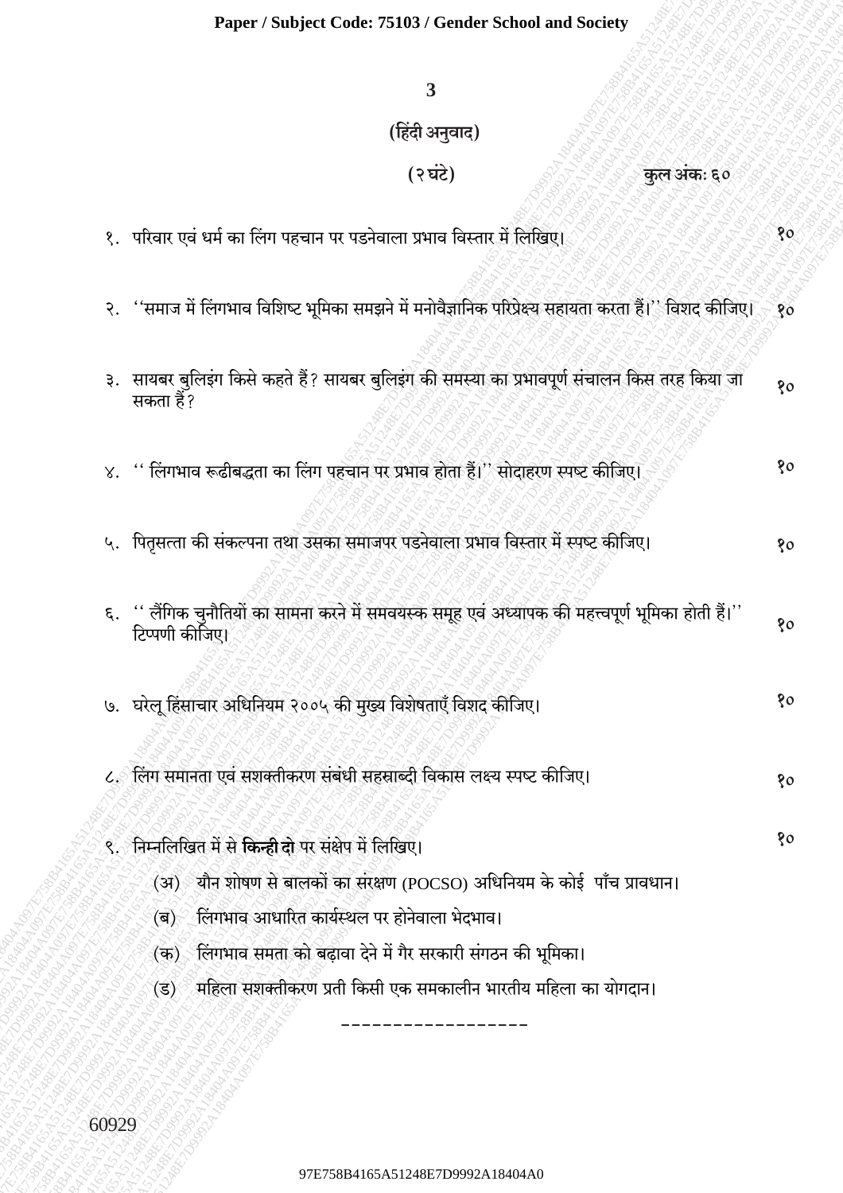(हिंदी अनुवाद)

(२ घंटे) कुल अंकः ६०

१. परिवार एवं धर्म का लिंग पहचान पर पडनेवाला प्रभाव विस्तार में लिखिए। १०

२. ''समाज में लिंगभाव विशिष्ट भूमिका समझने में मनोवैज्ञानिक परिप्रेक्ष्य सहायता करता हैं।'' विशद कीजिए। १०

३. सायबर बुलिइंग किसे कहते हैं? सायबर बुलिइंग की समस्या का प्रभावपूर्ण संचालन किस तरह किया जा सकता हैं? १०

४. '' लिंगभाव रूढीबद्धता का लिंग पहचान पर प्रभाव होता हैं।'' सोदाहरण स्पष्ट कीजिए। १०

५. पितृसत्ता की संकल्पना तथा उसका समाजपर पडनेवाला प्रभाव विस्तार में स्पष्ट कीजिए। १०

६. '' लैंगिक चुनौतियों का सामना करने में समवयस्क समूह एवं अध्यापक की महत्त्वपूर्ण भूमिका होती हैं।'' टिप्पणी कीजिए। १०

७. घरेलू हिंसाचार अधिनियम २००५ की मुख्य विशेषताएँ विशद कीजिए। १०

८. लिंग समानता एवं सशक्तीकरण संबंधी सहस्राब्दी विकास लक्ष्य स्पष्ट कीजिए। १०

९. निम्नलिखित में से **किन्ही दो** पर संक्षेप में लिखिए। १०

(अ) यौन शोषण से बालकों का संरक्षण (POCSO) अधिनियम के कोई पाँच प्रावधान।

(ब) लिंगभाव आधारित कार्यस्थल पर होनेवाला भेदभाव।

(क) लिंगभाव समता को बढ़ावा देने में गैर सरकारी संगठन की भूमिका।

(ड) महिला सशक्तीकरण प्रती किसी एक समकालीन भारतीय महिला का योगदान।

\_\_\_\_\_\_\_\_\_\_\_\_\_\_\_\_\_\_\_